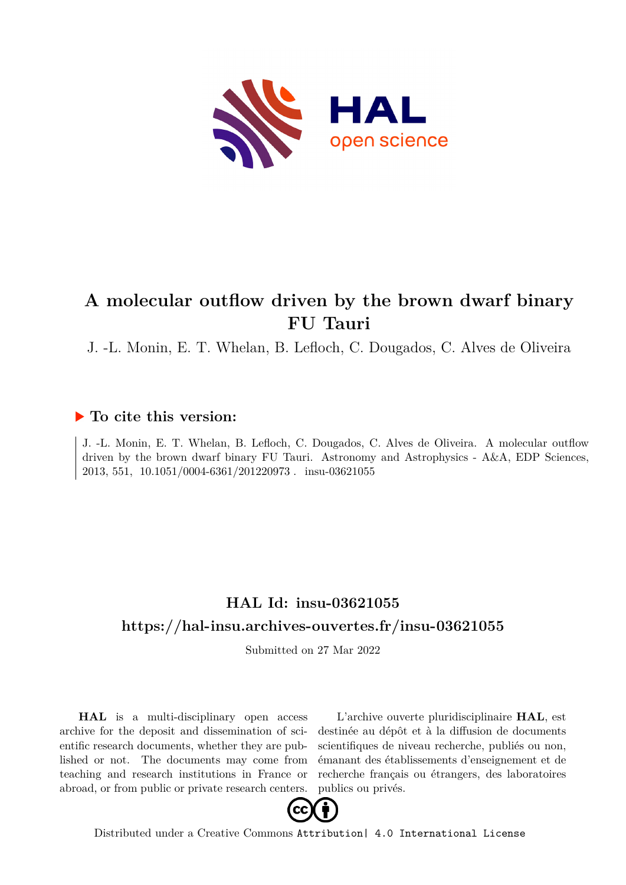# A molecular outflow driven by the brown dwarf binary FU Tauri

J. -L. Monin, E. T. Whelan, B. Lefloch, C. Dougados, C. Alves de Oliveira

## ▶ To cite this version:

J. -L. Monin, E. T. Whelan, B. Lefloch, C. Dougados, C. Alves de Oliveira. A molecular outflow driven by the brown dwarf binary FU Tauri. Astronomy and Astrophysics - A&A, EDP Sciences, 2013, 551, 10.1051/0004-6361/201220973 . insu-03621055

## HAL Id: insu-03621055

## https://hal-insu.archives-ouvertes.fr/insu-03621055

Submitted on 27 Mar 2022

**HAL** is a multi-disciplinary open access archive for the deposit and dissemination of scientific research documents, whether they are published or not. The documents may come from teaching and research institutions in France or abroad, or from public or private research centers.

L'archive ouverte pluridisciplinaire **HAL**, est destinée au dépôt et à la diffusion de documents scientifiques de niveau recherche, publiés ou non, émanant des établissements d'enseignement et de recherche français ou étrangers, des laboratoires publics ou privés.

Distributed under a Creative Commons Attribution| 4.0 International License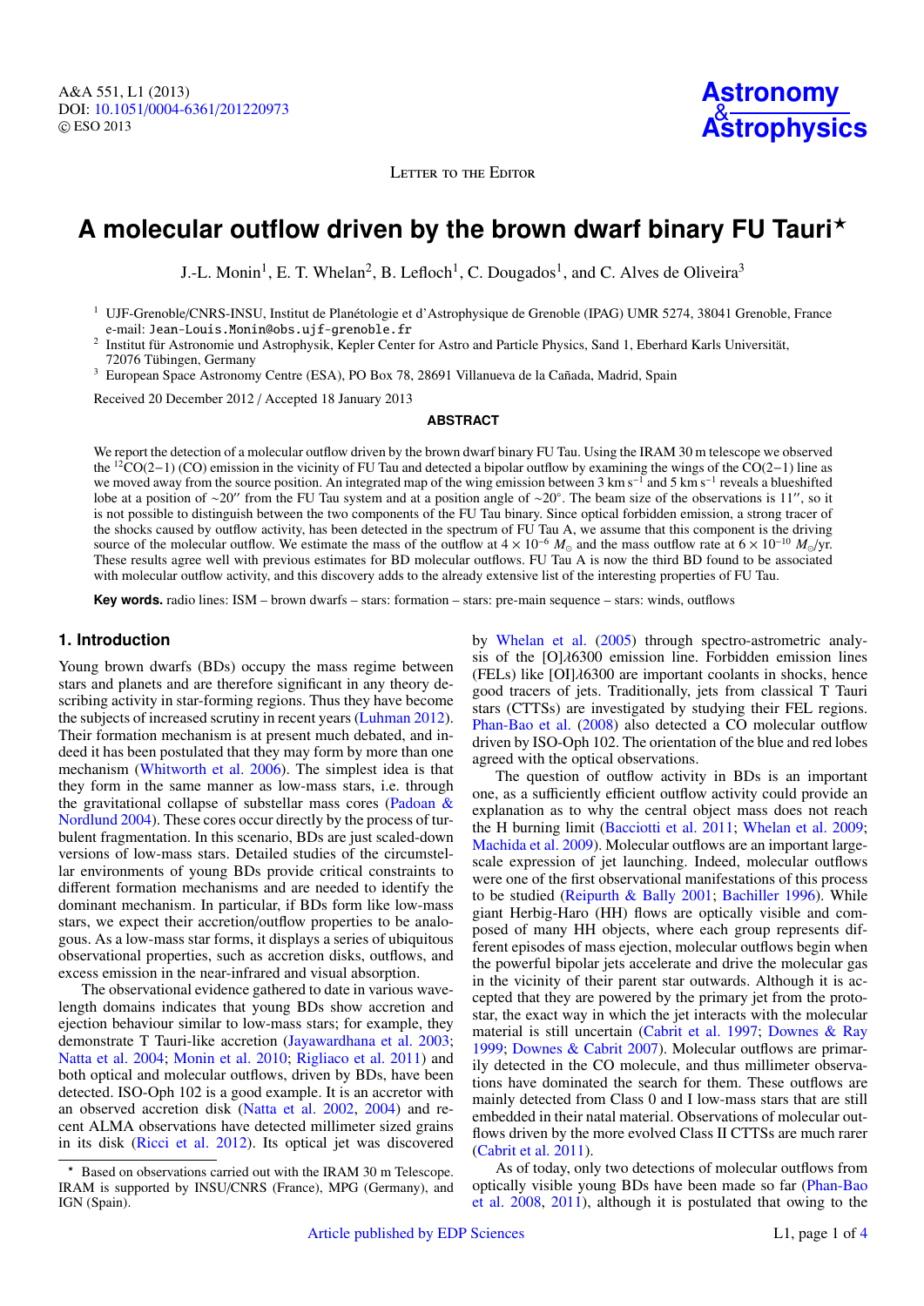# A molecular outflow driven by the brown dwarf binary FU Tauri⋆

J.-L. Monin[1], E. T. Whelan[2], B. Lefloch[1], C. Dougados[1], and C. Alves de Oliveira[3]

[1] UJF-Grenoble/CNRS-INSU, Institut de Planétologie et d'Astrophysique de Grenoble (IPAG) UMR 5274, 38041 Grenoble, France
e-mail: Jean-Louis.Monin@obs.ujf-grenoble.fr

[2] Institut für Astronomie und Astrophysik, Kepler Center for Astro and Particle Physics, Sand 1, Eberhard Karls Universität, 72076 Tübingen, Germany

[3] European Space Astronomy Centre (ESA), PO Box 78, 28691 Villanueva de la Cañada, Madrid, Spain

Received 20 December 2012 / Accepted 18 January 2013

## ABSTRACT

We report the detection of a molecular outflow driven by the brown dwarf binary FU Tau. Using the IRAM 30 m telescope we observed the $^{12}$CO(2−1) (CO) emission in the vicinity of FU Tau and detected a bipolar outflow by examining the wings of the CO(2−1) line as we moved away from the source position. An integrated map of the wing emission between 3 km s$^{-1}$ and 5 km s$^{-1}$ reveals a blueshifted lobe at a position of ~20″ from the FU Tau system and at a position angle of ~20°. The beam size of the observations is 11″, so it is not possible to distinguish between the two components of the FU Tau binary. Since optical forbidden emission, a strong tracer of the shocks caused by outflow activity, has been detected in the spectrum of FU Tau A, we assume that this component is the driving source of the molecular outflow. We estimate the mass of the outflow at $4 \times 10^{-6}$ $M_{\odot}$ and the mass outflow rate at $6 \times 10^{-10}$ $M_{\odot}$/yr. These results agree well with previous estimates for BD molecular outflows. FU Tau A is now the third BD found to be associated with molecular outflow activity, and this discovery adds to the already extensive list of the interesting properties of FU Tau.

**Key words.** radio lines: ISM – brown dwarfs – stars: formation – stars: pre-main sequence – stars: winds, outflows

## 1. Introduction

Young brown dwarfs (BDs) occupy the mass regime between stars and planets and are therefore significant in any theory describing activity in star-forming regions. Thus they have become the subjects of increased scrutiny in recent years (Luhman 2012). Their formation mechanism is at present much debated, and indeed it has been postulated that they may form by more than one mechanism (Whitworth et al. 2006). The simplest idea is that they form in the same manner as low-mass stars, i.e. through the gravitational collapse of substellar mass cores (Padoan & Nordlund 2004). These cores occur directly by the process of turbulent fragmentation. In this scenario, BDs are just scaled-down versions of low-mass stars. Detailed studies of the circumstellar environments of young BDs provide critical constraints to different formation mechanisms and are needed to identify the dominant mechanism. In particular, if BDs form like low-mass stars, we expect their accretion/outflow properties to be analogous. As a low-mass star forms, it displays a series of ubiquitous observational properties, such as accretion disks, outflows, and excess emission in the near-infrared and visual absorption.

The observational evidence gathered to date in various wavelength domains indicates that young BDs show accretion and ejection behaviour similar to low-mass stars; for example, they demonstrate T Tauri-like accretion (Jayawardhana et al. 2003; Natta et al. 2004; Monin et al. 2010; Rigliaco et al. 2011) and both optical and molecular outflows, driven by BDs, have been detected. ISO-Oph 102 is a good example. It is an accretor with an observed accretion disk (Natta et al. 2002, 2004) and recent ALMA observations have detected millimeter sized grains in its disk (Ricci et al. 2012). Its optical jet was discovered by Whelan et al. (2005) through spectro-astrometric analysis of the [O<span style="font-variant:small-caps">I</span>]λ6300 emission line. Forbidden emission lines (FELs) like [OI]λ6300 are important coolants in shocks, hence good tracers of jets. Traditionally, jets from classical T Tauri stars (CTTSs) are investigated by studying their FEL regions. Phan-Bao et al. (2008) also detected a CO molecular outflow driven by ISO-Oph 102. The orientation of the blue and red lobes agreed with the optical observations.

The question of outflow activity in BDs is an important one, as a sufficiently efficient outflow activity could provide an explanation as to why the central object mass does not reach the H burning limit (Bacciotti et al. 2011; Whelan et al. 2009; Machida et al. 2009). Molecular outflows are an important large-scale expression of jet launching. Indeed, molecular outflows were one of the first observational manifestations of this process to be studied (Reipurth & Bally 2001; Bachiller 1996). While giant Herbig-Haro (HH) flows are optically visible and composed of many HH objects, where each group represents different episodes of mass ejection, molecular outflows begin when the powerful bipolar jets accelerate and drive the molecular gas in the vicinity of their parent star outwards. Although it is accepted that they are powered by the primary jet from the protostar, the exact way in which the jet interacts with the molecular material is still uncertain (Cabrit et al. 1997; Downes & Ray 1999; Downes & Cabrit 2007). Molecular outflows are primarily detected in the CO molecule, and thus millimeter observations have dominated the search for them. These outflows are mainly detected from Class 0 and I low-mass stars that are still embedded in their natal material. Observations of molecular outflows driven by the more evolved Class II CTTSs are much rarer (Cabrit et al. 2011).

As of today, only two detections of molecular outflows from optically visible young BDs have been made so far (Phan-Bao et al. 2008, 2011), although it is postulated that owing to the

⋆ Based on observations carried out with the IRAM 30 m Telescope. IRAM is supported by INSU/CNRS (France), MPG (Germany), and IGN (Spain).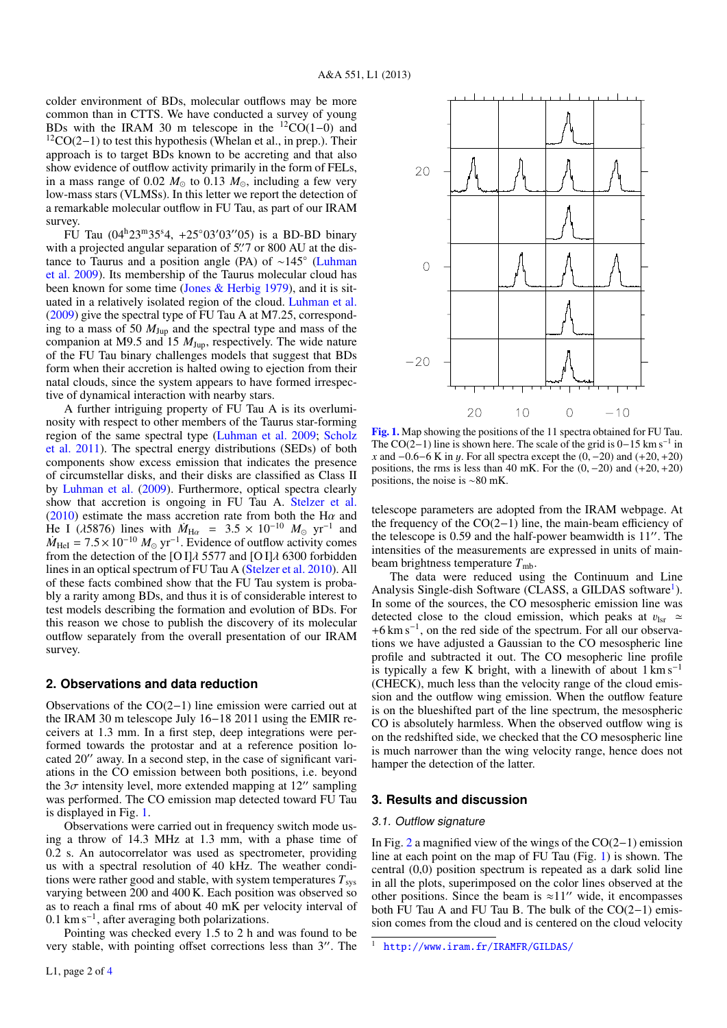colder environment of BDs, molecular outflows may be more common than in CTTS. We have conducted a survey of young BDs with the IRAM 30 m telescope in the $^{12}$CO(1−0) and $^{12}$CO(2−1) to test this hypothesis (Whelan et al., in prep.). Their approach is to target BDs known to be accreting and that also show evidence of outflow activity primarily in the form of FELs, in a mass range of 0.02 $M_\odot$ to 0.13 $M_\odot$, including a few very low-mass stars (VLMSs). In this letter we report the detection of a remarkable molecular outflow in FU Tau, as part of our IRAM survey.

FU Tau (04$^{\rm h}$23$^{\rm m}$35$^{\rm s}$4, +25°03′03′′05) is a BD-BD binary with a projected angular separation of 5′′.7 or 800 AU at the distance to Taurus and a position angle (PA) of ∼145° (Luhman et al. 2009). Its membership of the Taurus molecular cloud has been known for some time (Jones & Herbig 1979), and it is situated in a relatively isolated region of the cloud. Luhman et al. (2009) give the spectral type of FU Tau A at M7.25, corresponding to a mass of 50 $M_{\rm Jup}$ and the spectral type and mass of the companion at M9.5 and 15 $M_{\rm Jup}$, respectively. The wide nature of the FU Tau binary challenges models that suggest that BDs form when their accretion is halted owing to ejection from their natal clouds, since the system appears to have formed irrespective of dynamical interaction with nearby stars.

A further intriguing property of FU Tau A is its overluminosity with respect to other members of the Taurus star-forming region of the same spectral type (Luhman et al. 2009; Scholz et al. 2011). The spectral energy distributions (SEDs) of both components show excess emission that indicates the presence of circumstellar disks, and their disks are classified as Class II by Luhman et al. (2009). Furthermore, optical spectra clearly show that accretion is ongoing in FU Tau A. Stelzer et al. (2010) estimate the mass accretion rate from both the H$\alpha$ and He I ($\lambda$5876) lines with $\dot{M}_{\rm H\alpha}$ = 3.5 × 10$^{-10}$ $M_\odot$ yr$^{-1}$ and $\dot{M}_{\rm HeI}$ = 7.5 × 10$^{-10}$ $M_\odot$ yr$^{-1}$. Evidence of outflow activity comes from the detection of the [O I]$\lambda$ 5577 and [O I]$\lambda$ 6300 forbidden lines in an optical spectrum of FU Tau A (Stelzer et al. 2010). All of these facts combined show that the FU Tau system is probably a rarity among BDs, and thus it is of considerable interest to test models describing the formation and evolution of BDs. For this reason we chose to publish the discovery of its molecular outflow separately from the overall presentation of our IRAM survey.

## 2. Observations and data reduction

Observations of the CO(2−1) line emission were carried out at the IRAM 30 m telescope July 16−18 2011 using the EMIR receivers at 1.3 mm. In a first step, deep integrations were performed towards the protostar and at a reference position located 20′′ away. In a second step, in the case of significant variations in the CO emission between both positions, i.e. beyond the 3$\sigma$ intensity level, more extended mapping at 12′′ sampling was performed. The CO emission map detected toward FU Tau is displayed in Fig. 1.

Observations were carried out in frequency switch mode using a throw of 14.3 MHz at 1.3 mm, with a phase time of 0.2 s. An autocorrelator was used as spectrometer, providing us with a spectral resolution of 40 kHz. The weather conditions were rather good and stable, with system temperatures $T_{\rm sys}$ varying between 200 and 400 K. Each position was observed so as to reach a final rms of about 40 mK per velocity interval of 0.1 km s$^{-1}$, after averaging both polarizations.

Pointing was checked every 1.5 to 2 h and was found to be very stable, with pointing offset corrections less than 3′′. The telescope parameters are adopted from the IRAM webpage. At the frequency of the CO(2−1) line, the main-beam efficiency of the telescope is 0.59 and the half-power beamwidth is 11′′. The intensities of the measurements are expressed in units of main-beam brightness temperature $T_{\rm mb}$.

**Fig. 1.** Map showing the positions of the 11 spectra obtained for FU Tau. The CO(2−1) line is shown here. The scale of the grid is 0−15 km s$^{-1}$ in $x$ and −0.6−6 K in $y$. For all spectra except the (0, −20) and (+20, +20) positions, the rms is less than 40 mK. For the (0, −20) and (+20, +20) positions, the noise is ∼80 mK.

The data were reduced using the Continuum and Line Analysis Single-dish Software (CLASS, a GILDAS software[1]). In some of the sources, the CO mesospheric emission line was detected close to the cloud emission, which peaks at $v_{\rm lsr}$ ≃ +6 km s$^{-1}$, on the red side of the spectrum. For all our observations we have adjusted a Gaussian to the CO mesospheric line profile and subtracted it out. The CO mesopheric line profile is typically a few K bright, with a linewidth of about 1 km s$^{-1}$ (CHECK), much less than the velocity range of the cloud emission and the outflow wing emission. When the outflow feature is on the blueshifted part of the line spectrum, the mesospheric CO is absolutely harmless. When the observed outflow wing is on the redshifted side, we checked that the CO mesospheric line is much narrower than the wing velocity range, hence does not hamper the detection of the latter.

## 3. Results and discussion

### 3.1. Outflow signature

In Fig. 2 a magnified view of the wings of the CO(2−1) emission line at each point on the map of FU Tau (Fig. 1) is shown. The central (0,0) position spectrum is repeated as a dark solid line in all the plots, superimposed on the color lines observed at the other positions. Since the beam is ≈11′′ wide, it encompasses both FU Tau A and FU Tau B. The bulk of the CO(2−1) emission comes from the cloud and is centered on the cloud velocity

[1] http://www.iram.fr/IRAMFR/GILDAS/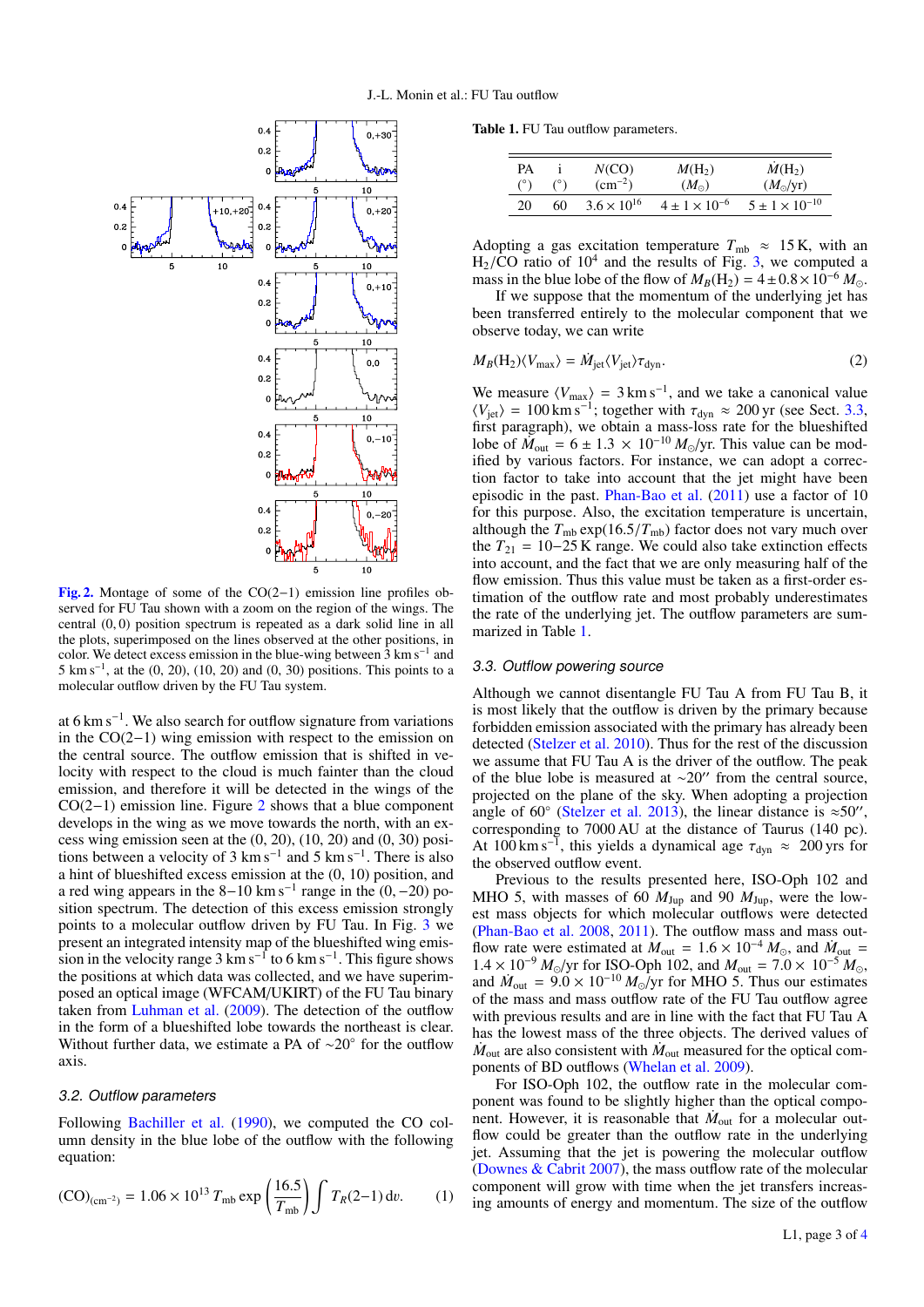Fig. 2. Montage of some of the CO(2−1) emission line profiles observed for FU Tau shown with a zoom on the region of the wings. The central (0, 0) position spectrum is repeated as a dark solid line in all the plots, superimposed on the lines observed at the other positions, in color. We detect excess emission in the blue-wing between 3 km s$^{-1}$ and 5 km s$^{-1}$, at the (0, 20), (10, 20) and (0, 30) positions. This points to a molecular outflow driven by the FU Tau system.

at 6 km s$^{-1}$. We also search for outflow signature from variations in the CO(2−1) wing emission with respect to the emission on the central source. The outflow emission that is shifted in velocity with respect to the cloud is much fainter than the cloud emission, and therefore it will be detected in the wings of the CO(2−1) emission line. Figure 2 shows that a blue component develops in the wing as we move towards the north, with an excess wing emission seen at the (0, 20), (10, 20) and (0, 30) positions between a velocity of 3 km s$^{-1}$ and 5 km s$^{-1}$. There is also a hint of blueshifted excess emission at the (0, 10) position, and a red wing appears in the 8−10 km s$^{-1}$ range in the (0, −20) position spectrum. The detection of this excess emission strongly points to a molecular outflow driven by FU Tau. In Fig. 3 we present an integrated intensity map of the blueshifted wing emission in the velocity range 3 km s$^{-1}$ to 6 km s$^{-1}$. This figure shows the positions at which data was collected, and we have superimposed an optical image (WFCAM/UKIRT) of the FU Tau binary taken from Luhman et al. (2009). The detection of the outflow in the form of a blueshifted lobe towards the northeast is clear. Without further data, we estimate a PA of ∼20° for the outflow axis.

### 3.2. Outflow parameters

Following Bachiller et al. (1990), we computed the CO column density in the blue lobe of the outflow with the following equation:

$$(\mathrm{CO})_{(\mathrm{cm}^{-2})} = 1.06 \times 10^{13}\, T_{\mathrm{mb}} \exp\left(\frac{16.5}{T_{\mathrm{mb}}}\right) \int T_R(2-1)\,\mathrm{d}v. \qquad (1)$$

Table 1. FU Tau outflow parameters.

| PA (°) | i (°) | $N$(CO) (cm$^{-2}$) | $M(\mathrm{H_2})$ ($M_\odot$) | $\dot{M}(\mathrm{H_2})$ ($M_\odot$/yr) |
|---|---|---|---|---|
| 20 | 60 | $3.6 \times 10^{16}$ | $4 \pm 1 \times 10^{-6}$ | $5 \pm 1 \times 10^{-10}$ |

Adopting a gas excitation temperature $T_{\mathrm{mb}} \approx 15$ K, with an $H_2$/CO ratio of $10^4$ and the results of Fig. 3, we computed a mass in the blue lobe of the flow of $M_B(\mathrm{H_2}) = 4 \pm 0.8 \times 10^{-6}\, M_\odot$.

If we suppose that the momentum of the underlying jet has been transferred entirely to the molecular component that we observe today, we can write

$$M_B(\mathrm{H_2})\langle V_{\max}\rangle = \dot{M}_{\mathrm{jet}}\langle V_{\mathrm{jet}}\rangle \tau_{\mathrm{dyn}}. \qquad (2)$$

We measure $\langle V_{\max}\rangle = 3$ km s$^{-1}$, and we take a canonical value $\langle V_{\mathrm{jet}}\rangle = 100$ km s$^{-1}$; together with $\tau_{\mathrm{dyn}} \approx 200$ yr (see Sect. 3.3, first paragraph), we obtain a mass-loss rate for the blueshifted lobe of $\dot{M}_{\mathrm{out}} = 6 \pm 1.3 \times 10^{-10}\, M_\odot$/yr. This value can be modified by various factors. For instance, we can adopt a correction factor to take into account that the jet might have been episodic in the past. Phan-Bao et al. (2011) use a factor of 10 for this purpose. Also, the excitation temperature is uncertain, although the $T_{\mathrm{mb}} \exp(16.5/T_{\mathrm{mb}})$ factor does not vary much over the $T_{21} = 10{-}25$ K range. We could also take extinction effects into account, and the fact that we are only measuring half of the flow emission. Thus this value must be taken as a first-order estimation of the outflow rate and most probably underestimates the rate of the underlying jet. The outflow parameters are summarized in Table 1.

### 3.3. Outflow powering source

Although we cannot disentangle FU Tau A from FU Tau B, it is most likely that the outflow is driven by the primary because forbidden emission associated with the primary has already been detected (Stelzer et al. 2010). Thus for the rest of the discussion we assume that FU Tau A is the driver of the outflow. The peak of the blue lobe is measured at ∼20″ from the central source, projected on the plane of the sky. When adopting a projection angle of 60° (Stelzer et al. 2013), the linear distance is ≈50″, corresponding to 7000 AU at the distance of Taurus (140 pc). At 100 km s$^{-1}$, this yields a dynamical age $\tau_{\mathrm{dyn}} \approx 200$ yrs for the observed outflow event.

Previous to the results presented here, ISO-Oph 102 and MHO 5, with masses of 60 $M_{\mathrm{Jup}}$ and 90 $M_{\mathrm{Jup}}$, were the lowest mass objects for which molecular outflows were detected (Phan-Bao et al. 2008, 2011). The outflow mass and mass outflow rate were estimated at $M_{\mathrm{out}} = 1.6 \times 10^{-4}\, M_\odot$, and $\dot{M}_{\mathrm{out}} = 1.4 \times 10^{-9}\, M_\odot$/yr for ISO-Oph 102, and $M_{\mathrm{out}} = 7.0 \times 10^{-5}\, M_\odot$, and $\dot{M}_{\mathrm{out}} = 9.0 \times 10^{-10}\, M_\odot$/yr for MHO 5. Thus our estimates of the mass and mass outflow rate of the FU Tau outflow agree with previous results and are in line with the fact that FU Tau A has the lowest mass of the three objects. The derived values of $\dot{M}_{\mathrm{out}}$ are also consistent with $\dot{M}_{\mathrm{out}}$ measured for the optical components of BD outflows (Whelan et al. 2009).

For ISO-Oph 102, the outflow rate in the molecular component was found to be slightly higher than the optical component. However, it is reasonable that $\dot{M}_{\mathrm{out}}$ for a molecular outflow could be greater than the outflow rate in the underlying jet. Assuming that the jet is powering the molecular outflow (Downes & Cabrit 2007), the mass outflow rate of the molecular component will grow with time when the jet transfers increasing amounts of energy and momentum. The size of the outflow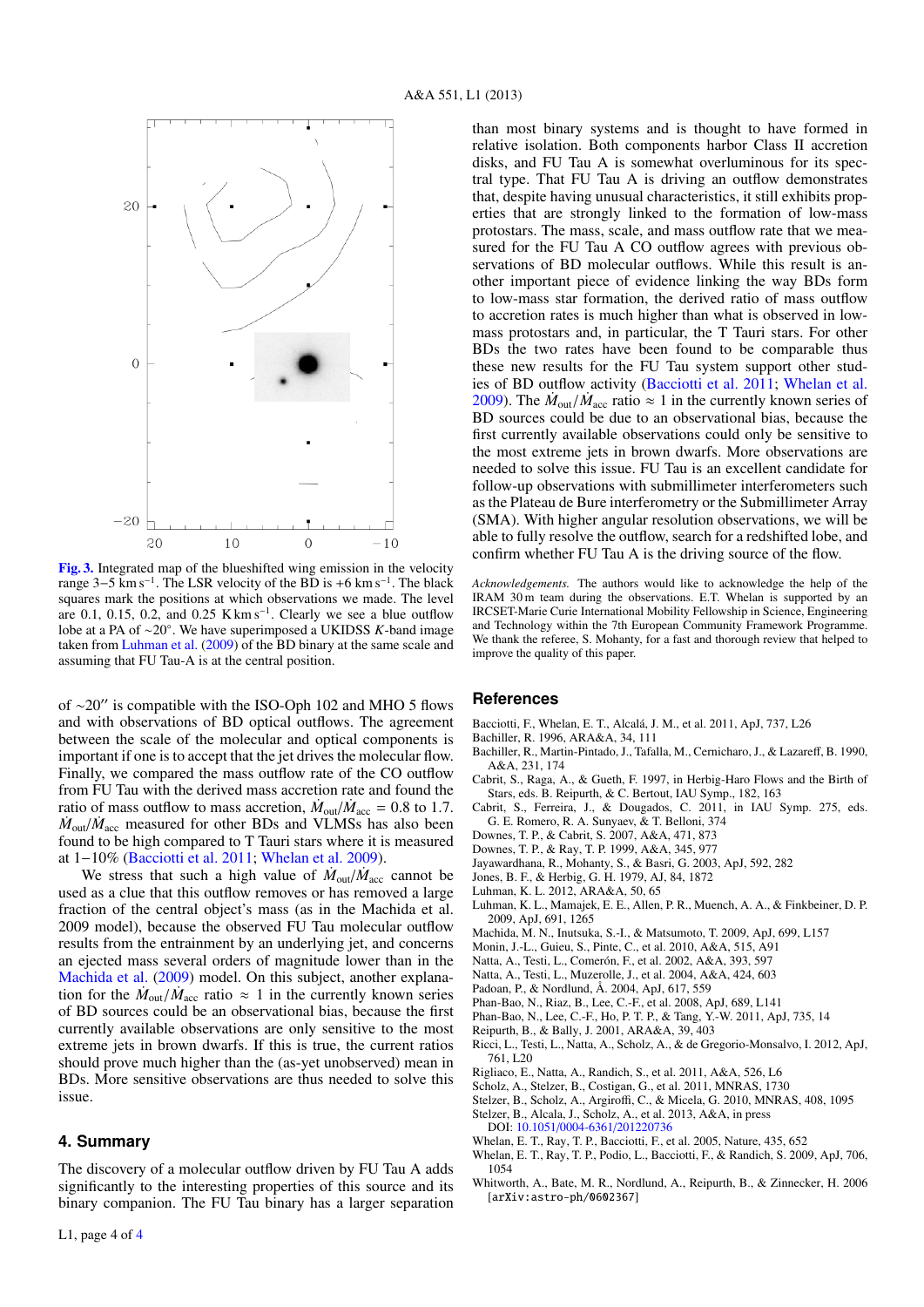20

0

−20

20 10 0 −10

**Fig. 3.** Integrated map of the blueshifted wing emission in the velocity range 3−5 km s$^{-1}$. The LSR velocity of the BD is +6 km s$^{-1}$. The black squares mark the positions at which observations we made. The level are 0.1, 0.15, 0.2, and 0.25 K km s$^{-1}$. Clearly we see a blue outflow lobe at a PA of ∼20°. We have superimposed a UKIDSS *K*-band image taken from Luhman et al. (2009) of the BD binary at the same scale and assuming that FU Tau-A is at the central position.

of ∼20′′ is compatible with the ISO-Oph 102 and MHO 5 flows and with observations of BD optical outflows. The agreement between the scale of the molecular and optical components is important if one is to accept that the jet drives the molecular flow. Finally, we compared the mass outflow rate of the CO outflow from FU Tau with the derived mass accretion rate and found the ratio of mass outflow to mass accretion, $\dot{M}_{\rm out}/\dot{M}_{\rm acc}$ = 0.8 to 1.7. $\dot{M}_{\rm out}/\dot{M}_{\rm acc}$ measured for other BDs and VLMSs has also been found to be high compared to T Tauri stars where it is measured at 1−10% (Bacciotti et al. 2011; Whelan et al. 2009).

We stress that such a high value of $\dot{M}_{\rm out}/\dot{M}_{\rm acc}$ cannot be used as a clue that this outflow removes or has removed a large fraction of the central object's mass (as in the Machida et al. 2009 model), because the observed FU Tau molecular outflow results from the entrainment by an underlying jet, and concerns an ejected mass several orders of magnitude lower than in the Machida et al. (2009) model. On this subject, another explanation for the $\dot{M}_{\rm out}/\dot{M}_{\rm acc}$ ratio ≈ 1 in the currently known series of BD sources could be an observational bias, because the first currently available observations are only sensitive to the most extreme jets in brown dwarfs. If this is true, the current ratios should prove much higher than the (as-yet unobserved) mean in BDs. More sensitive observations are thus needed to solve this issue.

## 4. Summary

The discovery of a molecular outflow driven by FU Tau A adds significantly to the interesting properties of this source and its binary companion. The FU Tau binary has a larger separation than most binary systems and is thought to have formed in relative isolation. Both components harbor Class II accretion disks, and FU Tau A is somewhat overluminous for its spectral type. That FU Tau A is driving an outflow demonstrates that, despite having unusual characteristics, it still exhibits properties that are strongly linked to the formation of low-mass protostars. The mass, scale, and mass outflow rate that we measured for the FU Tau A CO outflow agrees with previous observations of BD molecular outflows. While this result is another important piece of evidence linking the way BDs form to low-mass star formation, the derived ratio of mass outflow to accretion rates is much higher than what is observed in low-mass protostars and, in particular, the T Tauri stars. For other BDs the two rates have been found to be comparable thus these new results for the FU Tau system support other studies of BD outflow activity (Bacciotti et al. 2011; Whelan et al. 2009). The $\dot{M}_{\rm out}/\dot{M}_{\rm acc}$ ratio ≈ 1 in the currently known series of BD sources could be due to an observational bias, because the first currently available observations could only be sensitive to the most extreme jets in brown dwarfs. More observations are needed to solve this issue. FU Tau is an excellent candidate for follow-up observations with submillimeter interferometers such as the Plateau de Bure interferometry or the Submillimeter Array (SMA). With higher angular resolution observations, we will be able to fully resolve the outflow, search for a redshifted lobe, and confirm whether FU Tau A is the driving source of the flow.

*Acknowledgements.* The authors would like to acknowledge the help of the IRAM 30 m team during the observations. E.T. Whelan is supported by an IRCSET-Marie Curie International Mobility Fellowship in Science, Engineering and Technology within the 7th European Community Framework Programme. We thank the referee, S. Mohanty, for a fast and thorough review that helped to improve the quality of this paper.

## References

Bacciotti, F., Whelan, E. T., Alcalá, J. M., et al. 2011, ApJ, 737, L26
Bachiller, R. 1996, ARA&A, 34, 111
Bachiller, R., Martin-Pintado, J., Tafalla, M., Cernicharo, J., & Lazareff, B. 1990, A&A, 231, 174
Cabrit, S., Raga, A., & Gueth, F. 1997, in Herbig-Haro Flows and the Birth of Stars, eds. B. Reipurth, & C. Bertout, IAU Symp., 182, 163
Cabrit, S., Ferreira, J., & Dougados, C. 2011, in IAU Symp. 275, eds. G. E. Romero, R. A. Sunyaev, & T. Belloni, 374
Downes, T. P., & Cabrit, S. 2007, A&A, 471, 873
Downes, T. P., & Ray, T. P. 1999, A&A, 345, 977
Jayawardhana, R., Mohanty, S., & Basri, G. 2003, ApJ, 592, 282
Jones, B. F., & Herbig, G. H. 1979, AJ, 84, 1872
Luhman, K. L. 2012, ARA&A, 50, 65
Luhman, K. L., Mamajek, E. E., Allen, P. R., Muench, A. A., & Finkbeiner, D. P. 2009, ApJ, 691, 1265
Machida, M. N., Inutsuka, S.-I., & Matsumoto, T. 2009, ApJ, 699, L157
Monin, J.-L., Guieu, S., Pinte, C., et al. 2010, A&A, 515, A91
Natta, A., Testi, L., Comerón, F., et al. 2002, A&A, 393, 597
Natta, A., Testi, L., Muzerolle, J., et al. 2004, A&A, 424, 603
Padoan, P., & Nordlund, Å. 2004, ApJ, 617, 559
Phan-Bao, N., Riaz, B., Lee, C.-F., et al. 2008, ApJ, 689, L141
Phan-Bao, N., Lee, C.-F., Ho, P. T. P., & Tang, Y.-W. 2011, ApJ, 735, 14
Reipurth, B., & Bally, J. 2001, ARA&A, 39, 403
Ricci, L., Testi, L., Natta, A., Scholz, A., & de Gregorio-Monsalvo, I. 2012, ApJ, 761, L20
Rigliaco, E., Natta, A., Randich, S., et al. 2011, A&A, 526, L6
Scholz, A., Stelzer, B., Costigan, G., et al. 2011, MNRAS, 1730
Stelzer, B., Scholz, A., Argiroffi, C., & Micela, G. 2010, MNRAS, 408, 1095
Stelzer, B., Alcala, J., Scholz, A., et al. 2013, A&A, in press DOI: 10.1051/0004-6361/201220736
Whelan, E. T., Ray, T. P., Bacciotti, F., et al. 2005, Nature, 435, 652
Whelan, E. T., Ray, T. P., Podio, L., Bacciotti, F., & Randich, S. 2009, ApJ, 706, 1054
Whitworth, A., Bate, M. R., Nordlund, Å., Reipurth, B., & Zinnecker, H. 2006 [arXiv:astro-ph/0602367]